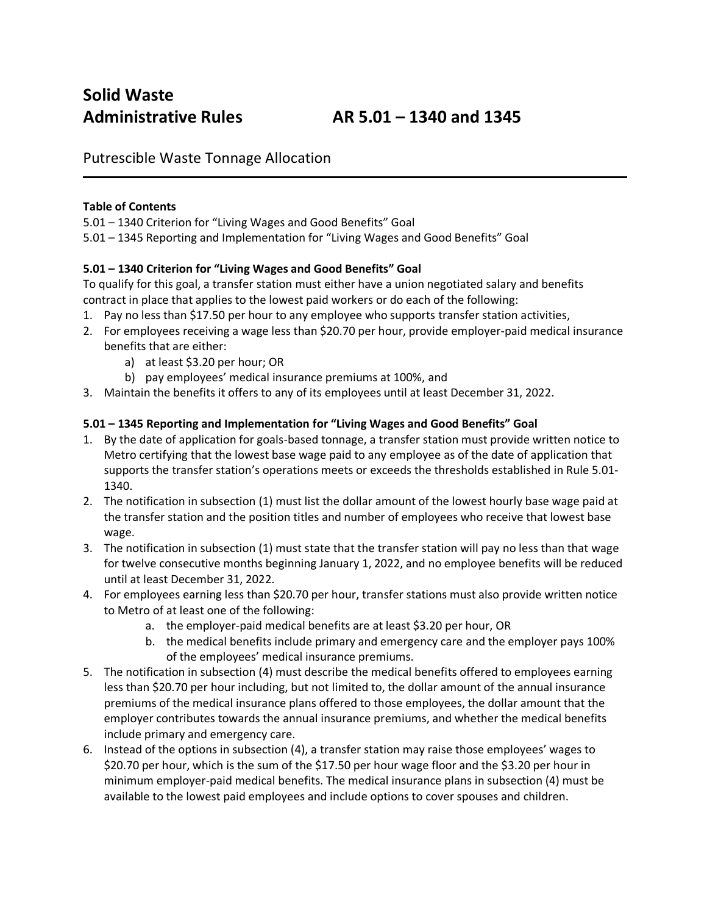# Solid Waste Administrative Rules AR 5.01 – 1340 and 1345

## Putrescible Waste Tonnage Allocation

**Table of Contents**

5.01 – 1340 Criterion for "Living Wages and Good Benefits" Goal

5.01 – 1345 Reporting and Implementation for "Living Wages and Good Benefits" Goal

### 5.01 – 1340 Criterion for "Living Wages and Good Benefits" Goal

To qualify for this goal, a transfer station must either have a union negotiated salary and benefits contract in place that applies to the lowest paid workers or do each of the following:

1. Pay no less than $17.50 per hour to any employee who supports transfer station activities,
2. For employees receiving a wage less than $20.70 per hour, provide employer-paid medical insurance benefits that are either:
    a) at least $3.20 per hour; OR
    b) pay employees' medical insurance premiums at 100%, and
3. Maintain the benefits it offers to any of its employees until at least December 31, 2022.

### 5.01 – 1345 Reporting and Implementation for "Living Wages and Good Benefits" Goal

1. By the date of application for goals-based tonnage, a transfer station must provide written notice to Metro certifying that the lowest base wage paid to any employee as of the date of application that supports the transfer station's operations meets or exceeds the thresholds established in Rule 5.01-1340.
2. The notification in subsection (1) must list the dollar amount of the lowest hourly base wage paid at the transfer station and the position titles and number of employees who receive that lowest base wage.
3. The notification in subsection (1) must state that the transfer station will pay no less than that wage for twelve consecutive months beginning January 1, 2022, and no employee benefits will be reduced until at least December 31, 2022.
4. For employees earning less than $20.70 per hour, transfer stations must also provide written notice to Metro of at least one of the following:
    a. the employer-paid medical benefits are at least $3.20 per hour, OR
    b. the medical benefits include primary and emergency care and the employer pays 100% of the employees' medical insurance premiums.
5. The notification in subsection (4) must describe the medical benefits offered to employees earning less than $20.70 per hour including, but not limited to, the dollar amount of the annual insurance premiums of the medical insurance plans offered to those employees, the dollar amount that the employer contributes towards the annual insurance premiums, and whether the medical benefits include primary and emergency care.
6. Instead of the options in subsection (4), a transfer station may raise those employees' wages to $20.70 per hour, which is the sum of the $17.50 per hour wage floor and the $3.20 per hour in minimum employer-paid medical benefits. The medical insurance plans in subsection (4) must be available to the lowest paid employees and include options to cover spouses and children.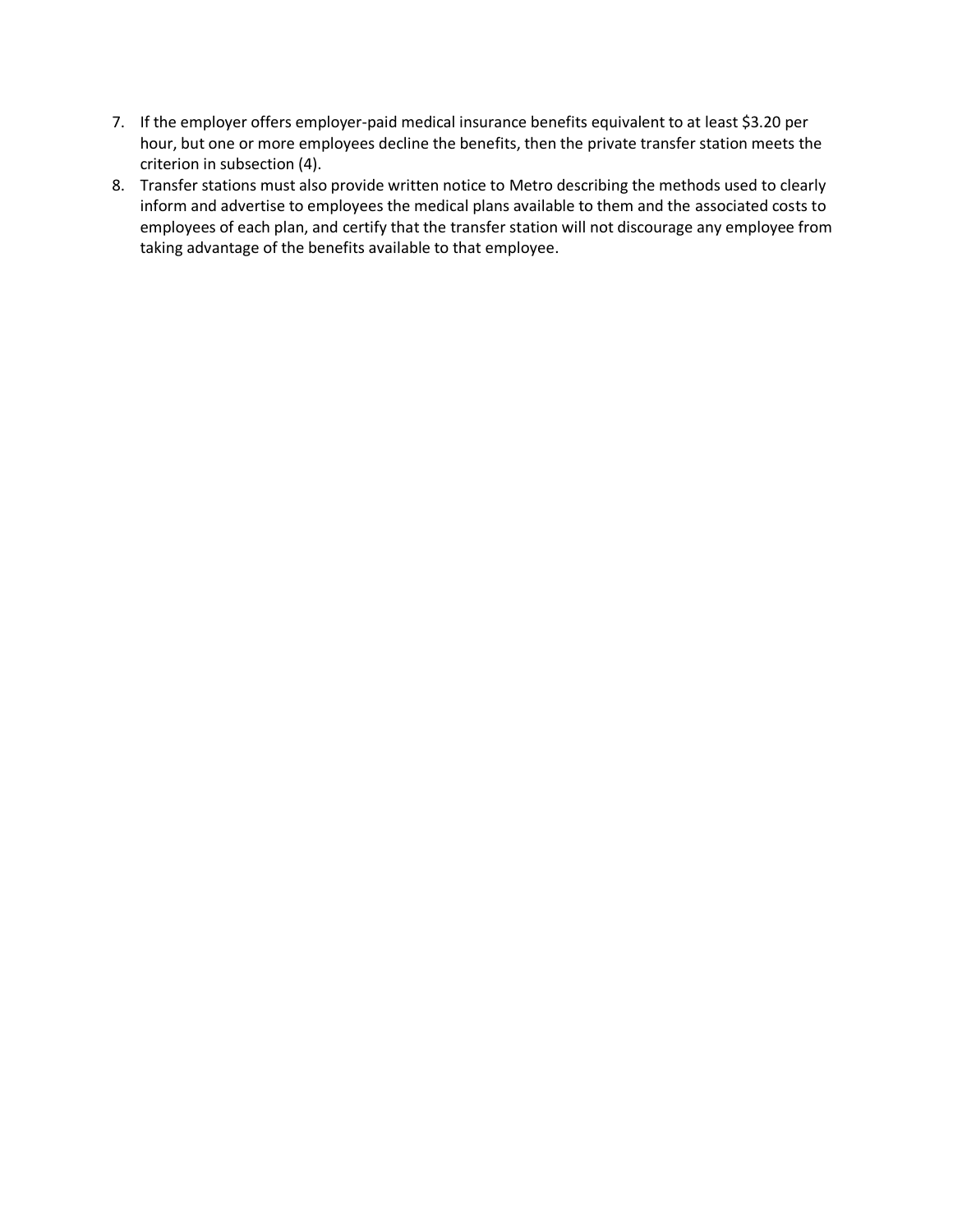7. If the employer offers employer-paid medical insurance benefits equivalent to at least $3.20 per hour, but one or more employees decline the benefits, then the private transfer station meets the criterion in subsection (4).
8. Transfer stations must also provide written notice to Metro describing the methods used to clearly inform and advertise to employees the medical plans available to them and the associated costs to employees of each plan, and certify that the transfer station will not discourage any employee from taking advantage of the benefits available to that employee.